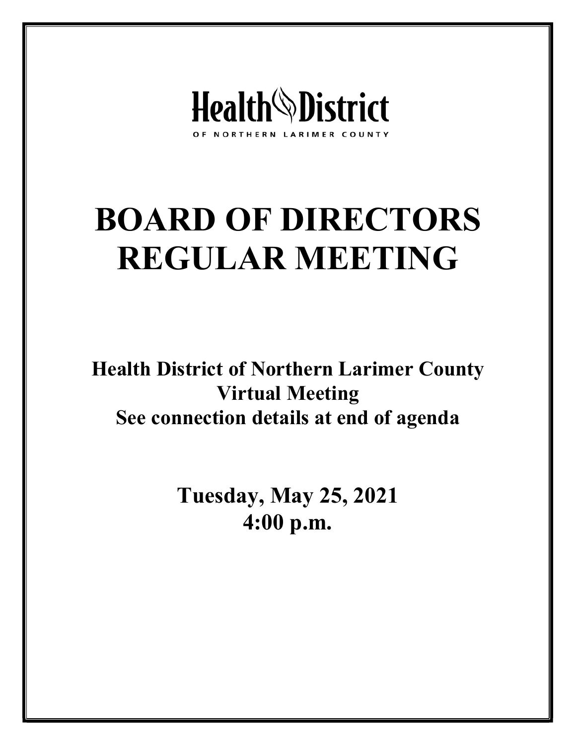Health District

OF NORTHERN LARIMER COUNTY

# BOARD OF DIRECTORS REGULAR MEETING

**Health District of Northern Larimer County**
**Virtual Meeting**
**See connection details at end of agenda**

**Tuesday, May 25, 2021**
**4:00 p.m.**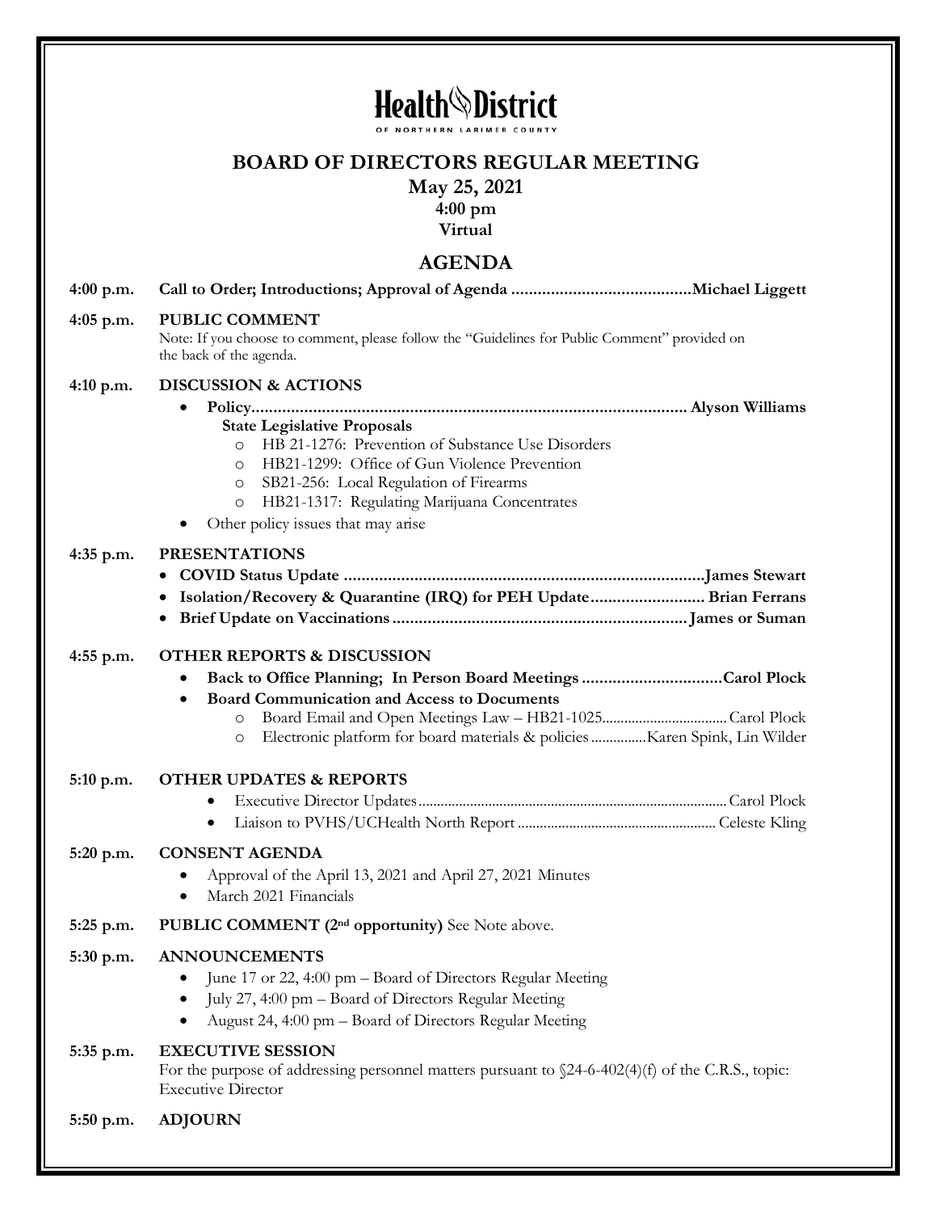# Health District of Northern Larimer County

## BOARD OF DIRECTORS REGULAR MEETING

**May 25, 2021**
**4:00 pm**
**Virtual**

## AGENDA

**4:00 p.m.** **Call to Order; Introductions; Approval of Agenda ......................................... Michael Liggett**

**4:05 p.m.** **PUBLIC COMMENT**
Note: If you choose to comment, please follow the "Guidelines for Public Comment" provided on the back of the agenda.

**4:10 p.m.** **DISCUSSION & ACTIONS**

- **Policy............................................................................................... Alyson Williams**
  **State Legislative Proposals**
  - HB 21-1276: Prevention of Substance Use Disorders
  - HB21-1299: Office of Gun Violence Prevention
  - SB21-256: Local Regulation of Firearms
  - HB21-1317: Regulating Marijuana Concentrates
- Other policy issues that may arise

**4:35 p.m.** **PRESENTATIONS**

- **COVID Status Update ................................................................................. James Stewart**
- **Isolation/Recovery & Quarantine (IRQ) for PEH Update.......................... Brian Ferrans**
- **Brief Update on Vaccinations ................................................................... James or Suman**

**4:55 p.m.** **OTHER REPORTS & DISCUSSION**

- **Back to Office Planning; In Person Board Meetings ................................ Carol Plock**
- **Board Communication and Access to Documents**
  - Board Email and Open Meetings Law – HB21-1025................................. Carol Plock
  - Electronic platform for board materials & policies ............... Karen Spink, Lin Wilder

**5:10 p.m.** **OTHER UPDATES & REPORTS**

- Executive Director Updates.................................................................................. Carol Plock
- Liaison to PVHS/UCHealth North Report ..................................................... Celeste Kling

**5:20 p.m.** **CONSENT AGENDA**

- Approval of the April 13, 2021 and April 27, 2021 Minutes
- March 2021 Financials

**5:25 p.m.** **PUBLIC COMMENT (2nd opportunity)** See Note above.

**5:30 p.m.** **ANNOUNCEMENTS**

- June 17 or 22, 4:00 pm – Board of Directors Regular Meeting
- July 27, 4:00 pm – Board of Directors Regular Meeting
- August 24, 4:00 pm – Board of Directors Regular Meeting

**5:35 p.m.** **EXECUTIVE SESSION**
For the purpose of addressing personnel matters pursuant to §24-6-402(4)(f) of the C.R.S., topic: Executive Director

**5:50 p.m.** **ADJOURN**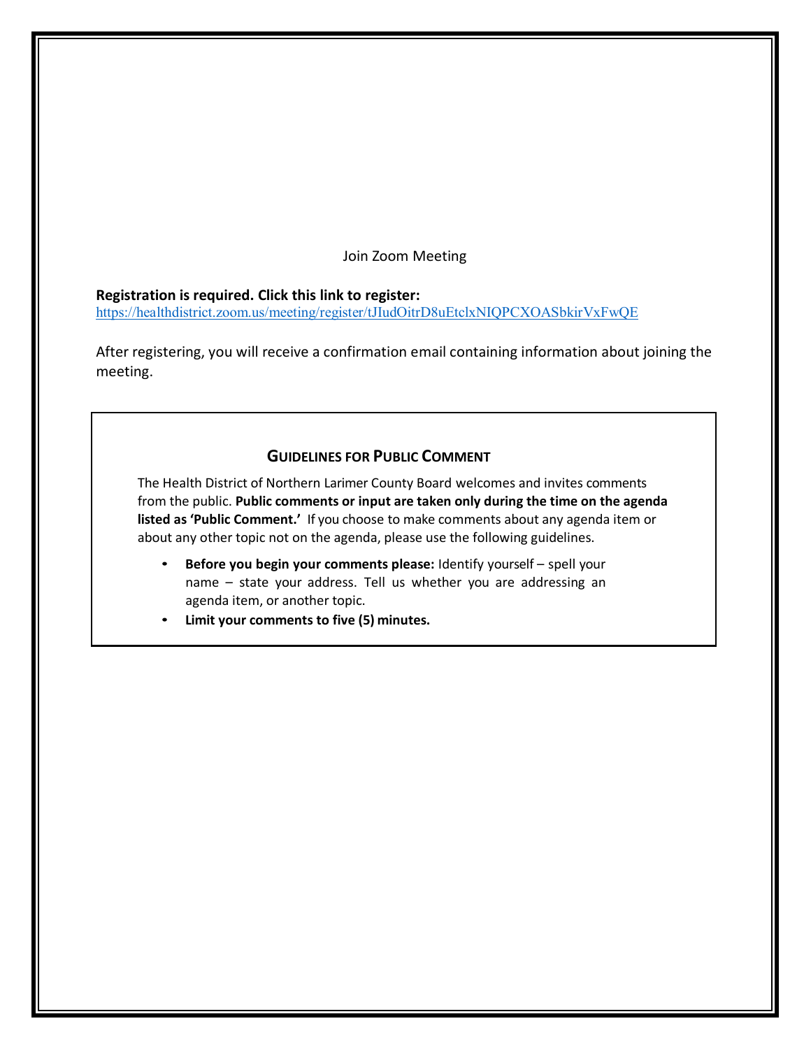Join Zoom Meeting

**Registration is required. Click this link to register:**
https://healthdistrict.zoom.us/meeting/register/tJIudOitrD8uEtclxNIQPCXOASbkirVxFwQE

After registering, you will receive a confirmation email containing information about joining the meeting.

## GUIDELINES FOR PUBLIC COMMENT

The Health District of Northern Larimer County Board welcomes and invites comments from the public. **Public comments or input are taken only during the time on the agenda listed as 'Public Comment.'** If you choose to make comments about any agenda item or about any other topic not on the agenda, please use the following guidelines.

- **Before you begin your comments please:** Identify yourself – spell your name – state your address. Tell us whether you are addressing an agenda item, or another topic.
- **Limit your comments to five (5) minutes.**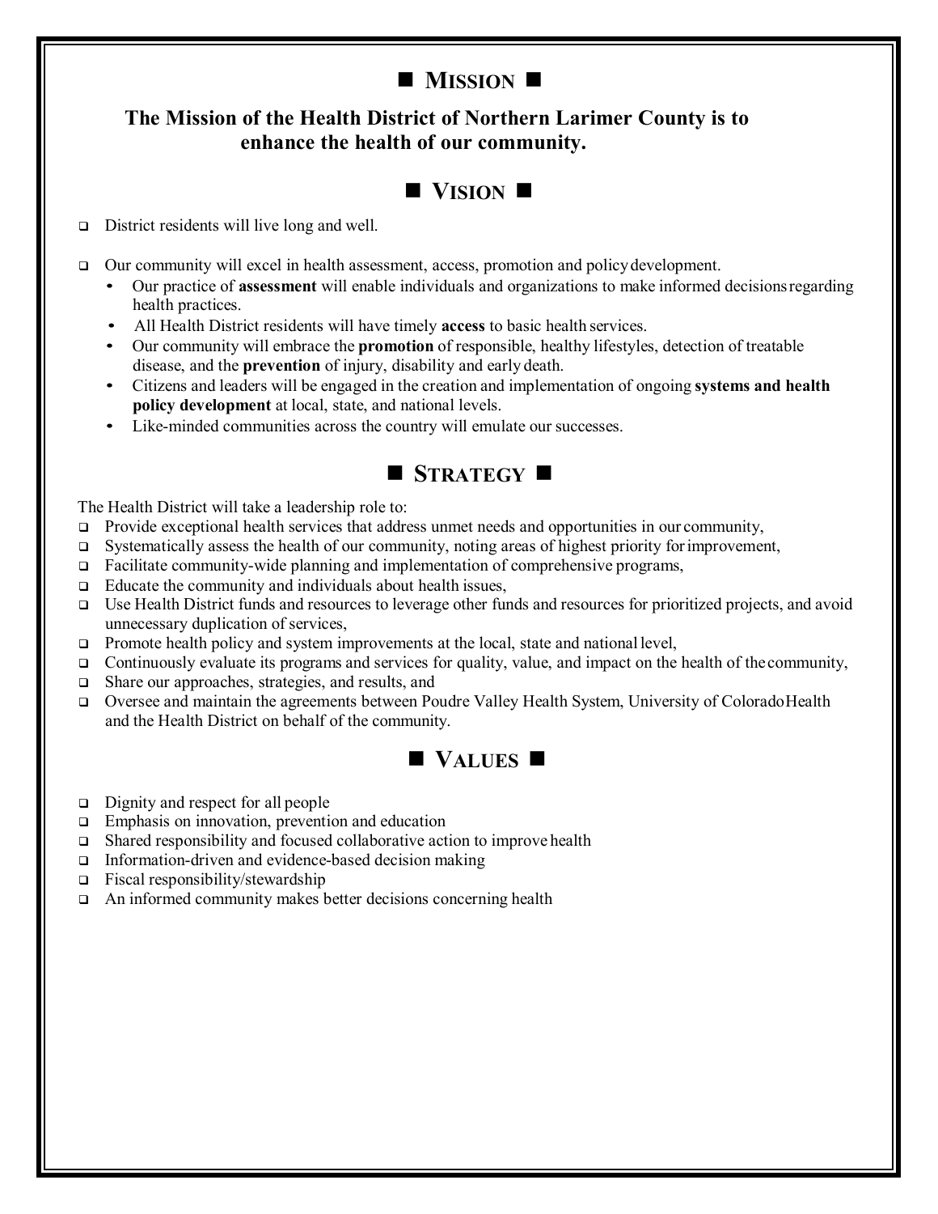## ■ Mission ■

**The Mission of the Health District of Northern Larimer County is to enhance the health of our community.**

## ■ Vision ■

- District residents will live long and well.
- Our community will excel in health assessment, access, promotion and policy development.
  - Our practice of **assessment** will enable individuals and organizations to make informed decisions regarding health practices.
  - All Health District residents will have timely **access** to basic health services.
  - Our community will embrace the **promotion** of responsible, healthy lifestyles, detection of treatable disease, and the **prevention** of injury, disability and early death.
  - Citizens and leaders will be engaged in the creation and implementation of ongoing **systems and health policy development** at local, state, and national levels.
  - Like-minded communities across the country will emulate our successes.

## ■ Strategy ■

The Health District will take a leadership role to:

- Provide exceptional health services that address unmet needs and opportunities in our community,
- Systematically assess the health of our community, noting areas of highest priority for improvement,
- Facilitate community-wide planning and implementation of comprehensive programs,
- Educate the community and individuals about health issues,
- Use Health District funds and resources to leverage other funds and resources for prioritized projects, and avoid unnecessary duplication of services,
- Promote health policy and system improvements at the local, state and national level,
- Continuously evaluate its programs and services for quality, value, and impact on the health of the community,
- Share our approaches, strategies, and results, and
- Oversee and maintain the agreements between Poudre Valley Health System, University of Colorado Health and the Health District on behalf of the community.

## ■ Values ■

- Dignity and respect for all people
- Emphasis on innovation, prevention and education
- Shared responsibility and focused collaborative action to improve health
- Information-driven and evidence-based decision making
- Fiscal responsibility/stewardship
- An informed community makes better decisions concerning health